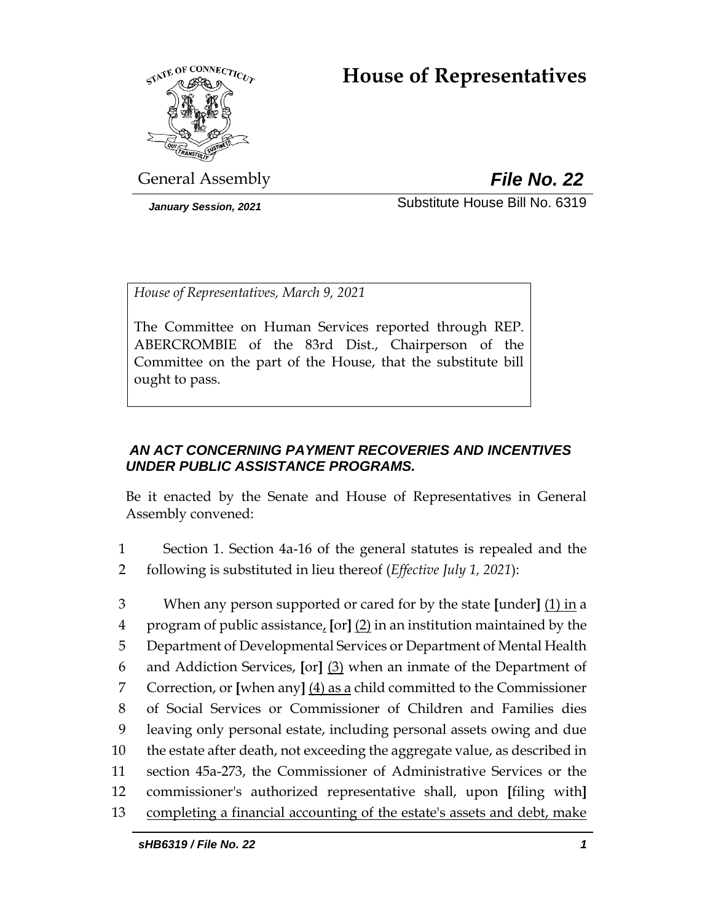# House of Representatives

General Assembly

***File No. 22***

*January Session, 2021*

Substitute House Bill No. 6319

*House of Representatives, March 9, 2021*

The Committee on Human Services reported through REP. ABERCROMBIE of the 83rd Dist., Chairperson of the Committee on the part of the House, that the substitute bill ought to pass.

***AN ACT CONCERNING PAYMENT RECOVERIES AND INCENTIVES UNDER PUBLIC ASSISTANCE PROGRAMS.***

Be it enacted by the Senate and House of Representatives in General Assembly convened:

1 Section 1. Section 4a-16 of the general statutes is repealed and the
2 following is substituted in lieu thereof (*Effective July 1, 2021*):

3 When any person supported or cared for by the state [under] <u>(1) in</u> a
4 program of public assistance<u>,</u> [or] <u>(2)</u> in an institution maintained by the
5 Department of Developmental Services or Department of Mental Health
6 and Addiction Services, [or] <u>(3)</u> when an inmate of the Department of
7 Correction, or [when any] <u>(4) as a</u> child committed to the Commissioner
8 of Social Services or Commissioner of Children and Families dies
9 leaving only personal estate, including personal assets owing and due
10 the estate after death, not exceeding the aggregate value, as described in
11 section 45a-273, the Commissioner of Administrative Services or the
12 commissioner's authorized representative shall, upon [filing with]
13 <u>completing a financial accounting of the estate's assets and debt, make</u>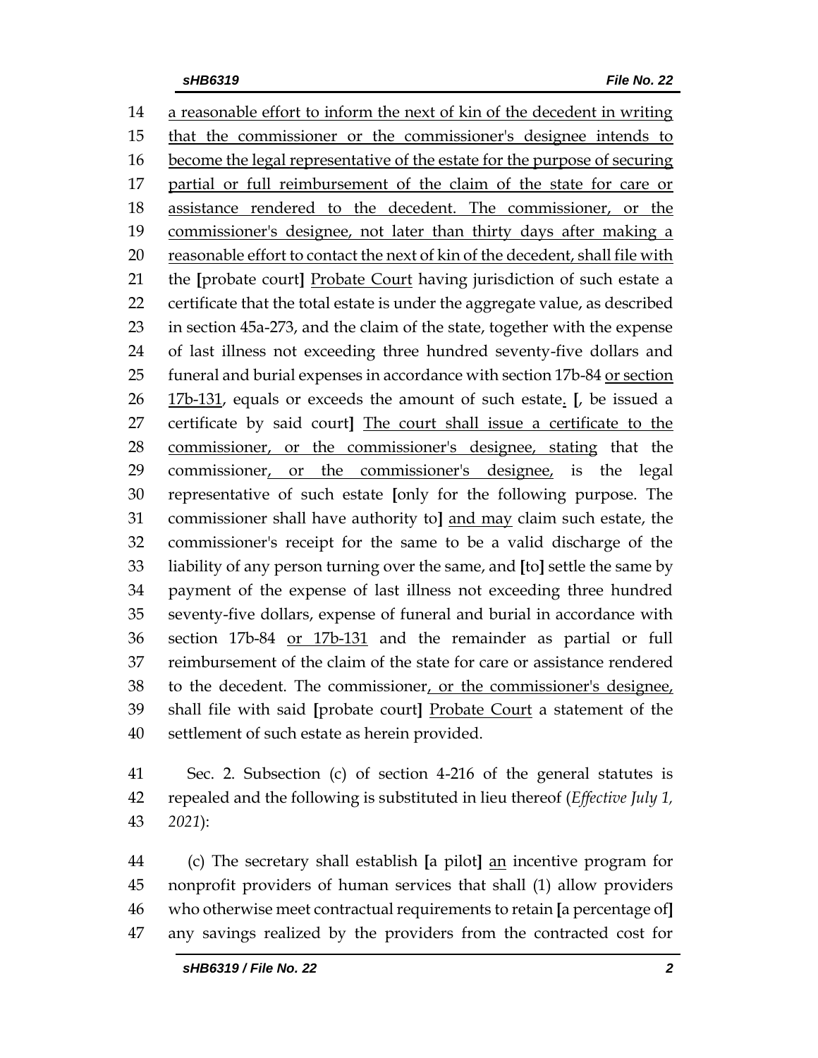14 a reasonable effort to inform the next of kin of the decedent in writing
15 that the commissioner or the commissioner's designee intends to
16 become the legal representative of the estate for the purpose of securing
17 partial or full reimbursement of the claim of the state for care or
18 assistance rendered to the decedent. The commissioner, or the
19 commissioner's designee, not later than thirty days after making a
20 reasonable effort to contact the next of kin of the decedent, shall file with
21 the **[**probate court**]** Probate Court having jurisdiction of such estate a
22 certificate that the total estate is under the aggregate value, as described
23 in section 45a-273, and the claim of the state, together with the expense
24 of last illness not exceeding three hundred seventy-five dollars and
25 funeral and burial expenses in accordance with section 17b-84 or section
26 17b-131, equals or exceeds the amount of such estate. **[**, be issued a
27 certificate by said court**]** The court shall issue a certificate to the
28 commissioner, or the commissioner's designee, stating that the
29 commissioner, or the commissioner's designee, is the legal
30 representative of such estate **[**only for the following purpose. The
31 commissioner shall have authority to**]** and may claim such estate, the
32 commissioner's receipt for the same to be a valid discharge of the
33 liability of any person turning over the same, and **[**to**]** settle the same by
34 payment of the expense of last illness not exceeding three hundred
35 seventy-five dollars, expense of funeral and burial in accordance with
36 section 17b-84 or 17b-131 and the remainder as partial or full
37 reimbursement of the claim of the state for care or assistance rendered
38 to the decedent. The commissioner, or the commissioner's designee,
39 shall file with said **[**probate court**]** Probate Court a statement of the
40 settlement of such estate as herein provided.

41 Sec. 2. Subsection (c) of section 4-216 of the general statutes is
42 repealed and the following is substituted in lieu thereof (*Effective July 1,*
43 *2021*):

44 (c) The secretary shall establish **[**a pilot**]** an incentive program for
45 nonprofit providers of human services that shall (1) allow providers
46 who otherwise meet contractual requirements to retain **[**a percentage of**]**
47 any savings realized by the providers from the contracted cost for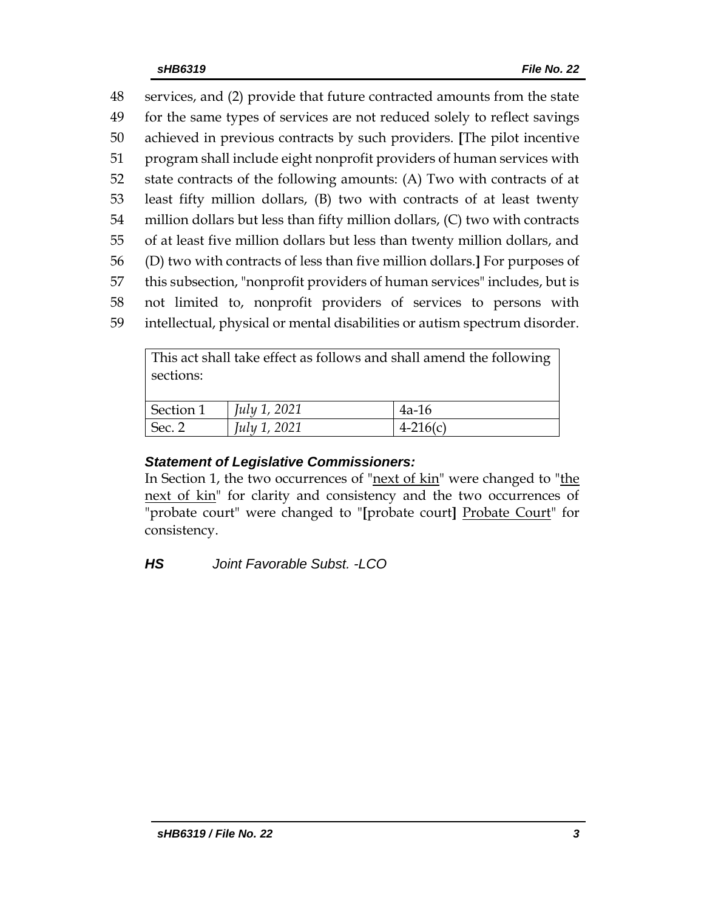48 services, and (2) provide that future contracted amounts from the state
49 for the same types of services are not reduced solely to reflect savings
50 achieved in previous contracts by such providers. **[**The pilot incentive
51 program shall include eight nonprofit providers of human services with
52 state contracts of the following amounts: (A) Two with contracts of at
53 least fifty million dollars, (B) two with contracts of at least twenty
54 million dollars but less than fifty million dollars, (C) two with contracts
55 of at least five million dollars but less than twenty million dollars, and
56 (D) two with contracts of less than five million dollars.**]** For purposes of
57 this subsection, "nonprofit providers of human services" includes, but is
58 not limited to, nonprofit providers of services to persons with
59 intellectual, physical or mental disabilities or autism spectrum disorder.

| This act shall take effect as follows and shall amend the following sections: | | |
|---|---|---|
| Section 1 | *July 1, 2021* | 4a-16 |
| Sec. 2 | *July 1, 2021* | 4-216(c) |

***Statement of Legislative Commissioners:***

In Section 1, the two occurrences of "<u>next of kin</u>" were changed to "<u>the next of kin</u>" for clarity and consistency and the two occurrences of "probate court" were changed to "**[**probate court**]** <u>Probate Court</u>" for consistency.

***HS*** *Joint Favorable Subst. -LCO*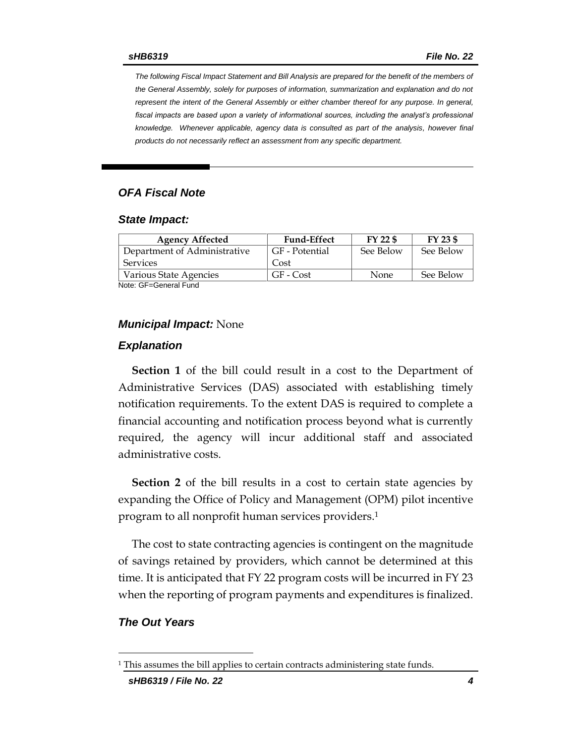*The following Fiscal Impact Statement and Bill Analysis are prepared for the benefit of the members of the General Assembly, solely for purposes of information, summarization and explanation and do not represent the intent of the General Assembly or either chamber thereof for any purpose. In general, fiscal impacts are based upon a variety of informational sources, including the analyst's professional knowledge. Whenever applicable, agency data is consulted as part of the analysis, however final products do not necessarily reflect an assessment from any specific department.*

## *OFA Fiscal Note*

### *State Impact:*

| Agency Affected | Fund-Effect | FY 22 $ | FY 23 $ |
|---|---|---|---|
| Department of Administrative Services | GF - Potential Cost | See Below | See Below |
| Various State Agencies | GF - Cost | None | See Below |

Note: GF=General Fund

### *Municipal Impact:* None

### *Explanation*

**Section 1** of the bill could result in a cost to the Department of Administrative Services (DAS) associated with establishing timely notification requirements. To the extent DAS is required to complete a financial accounting and notification process beyond what is currently required, the agency will incur additional staff and associated administrative costs.

**Section 2** of the bill results in a cost to certain state agencies by expanding the Office of Policy and Management (OPM) pilot incentive program to all nonprofit human services providers.[1]

The cost to state contracting agencies is contingent on the magnitude of savings retained by providers, which cannot be determined at this time. It is anticipated that FY 22 program costs will be incurred in FY 23 when the reporting of program payments and expenditures is finalized.

### *The Out Years*

[1] This assumes the bill applies to certain contracts administering state funds.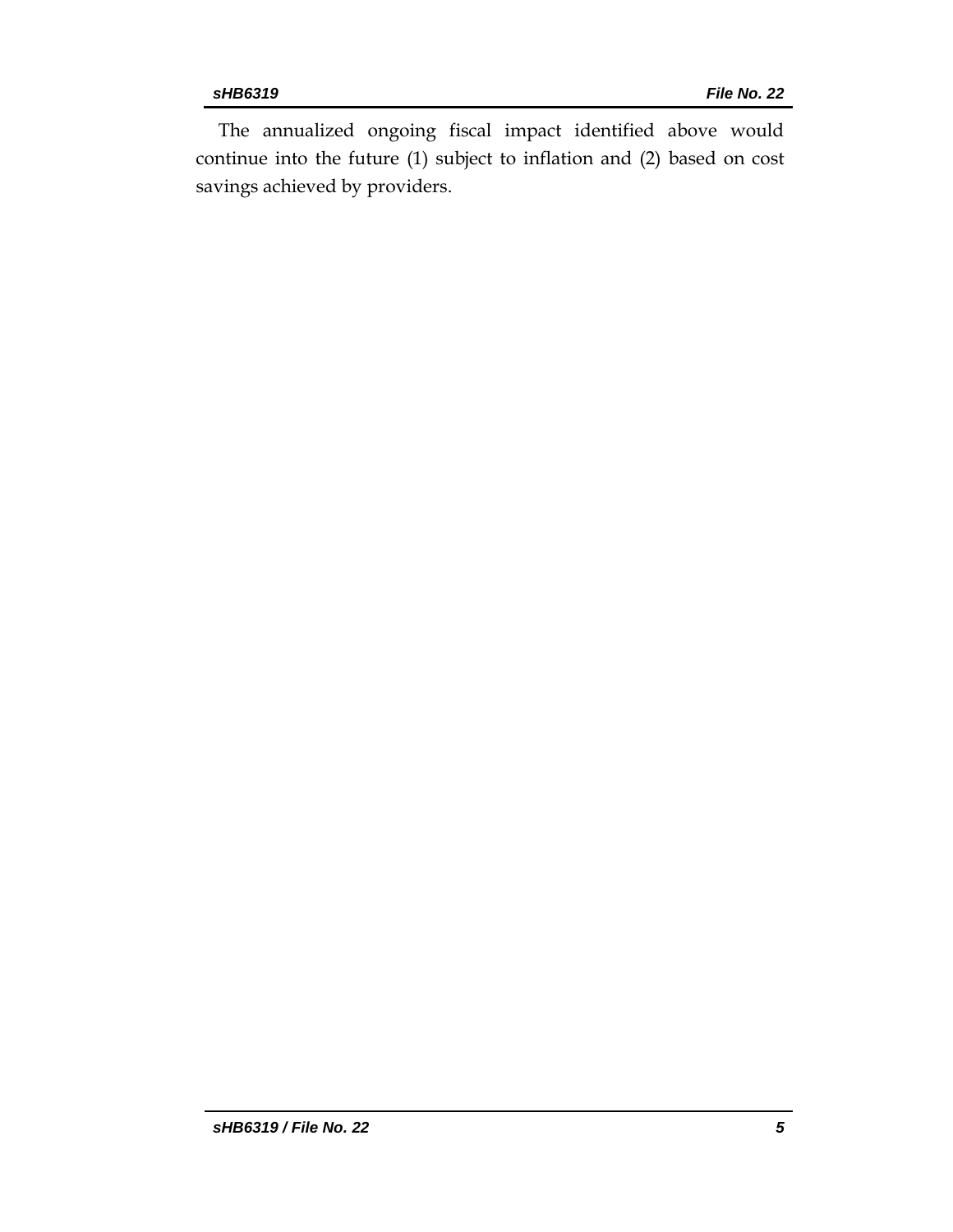The annualized ongoing fiscal impact identified above would continue into the future (1) subject to inflation and (2) based on cost savings achieved by providers.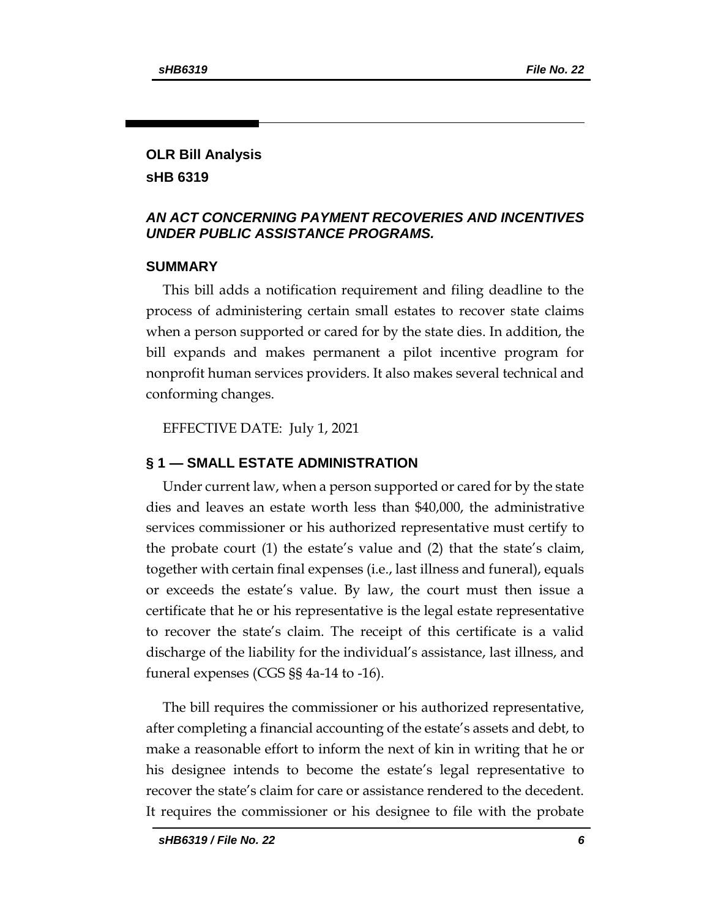## OLR Bill Analysis
## sHB 6319

### *AN ACT CONCERNING PAYMENT RECOVERIES AND INCENTIVES UNDER PUBLIC ASSISTANCE PROGRAMS.*

### SUMMARY

This bill adds a notification requirement and filing deadline to the process of administering certain small estates to recover state claims when a person supported or cared for by the state dies. In addition, the bill expands and makes permanent a pilot incentive program for nonprofit human services providers. It also makes several technical and conforming changes.

EFFECTIVE DATE: July 1, 2021

### § 1 — SMALL ESTATE ADMINISTRATION

Under current law, when a person supported or cared for by the state dies and leaves an estate worth less than $40,000, the administrative services commissioner or his authorized representative must certify to the probate court (1) the estate's value and (2) that the state's claim, together with certain final expenses (i.e., last illness and funeral), equals or exceeds the estate's value. By law, the court must then issue a certificate that he or his representative is the legal estate representative to recover the state's claim. The receipt of this certificate is a valid discharge of the liability for the individual's assistance, last illness, and funeral expenses (CGS §§ 4a-14 to -16).

The bill requires the commissioner or his authorized representative, after completing a financial accounting of the estate's assets and debt, to make a reasonable effort to inform the next of kin in writing that he or his designee intends to become the estate's legal representative to recover the state's claim for care or assistance rendered to the decedent. It requires the commissioner or his designee to file with the probate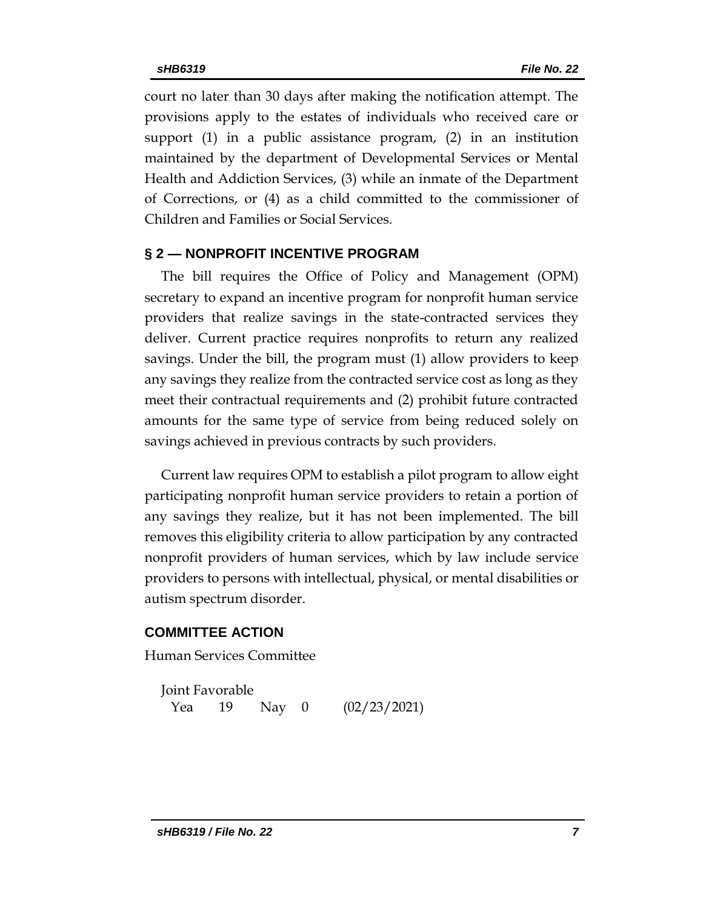court no later than 30 days after making the notification attempt. The provisions apply to the estates of individuals who received care or support (1) in a public assistance program, (2) in an institution maintained by the department of Developmental Services or Mental Health and Addiction Services, (3) while an inmate of the Department of Corrections, or (4) as a child committed to the commissioner of Children and Families or Social Services.

## § 2 — NONPROFIT INCENTIVE PROGRAM

The bill requires the Office of Policy and Management (OPM) secretary to expand an incentive program for nonprofit human service providers that realize savings in the state-contracted services they deliver. Current practice requires nonprofits to return any realized savings. Under the bill, the program must (1) allow providers to keep any savings they realize from the contracted service cost as long as they meet their contractual requirements and (2) prohibit future contracted amounts for the same type of service from being reduced solely on savings achieved in previous contracts by such providers.

Current law requires OPM to establish a pilot program to allow eight participating nonprofit human service providers to retain a portion of any savings they realize, but it has not been implemented. The bill removes this eligibility criteria to allow participation by any contracted nonprofit providers of human services, which by law include service providers to persons with intellectual, physical, or mental disabilities or autism spectrum disorder.

## COMMITTEE ACTION

Human Services Committee

Joint Favorable
Yea 19 Nay 0 (02/23/2021)